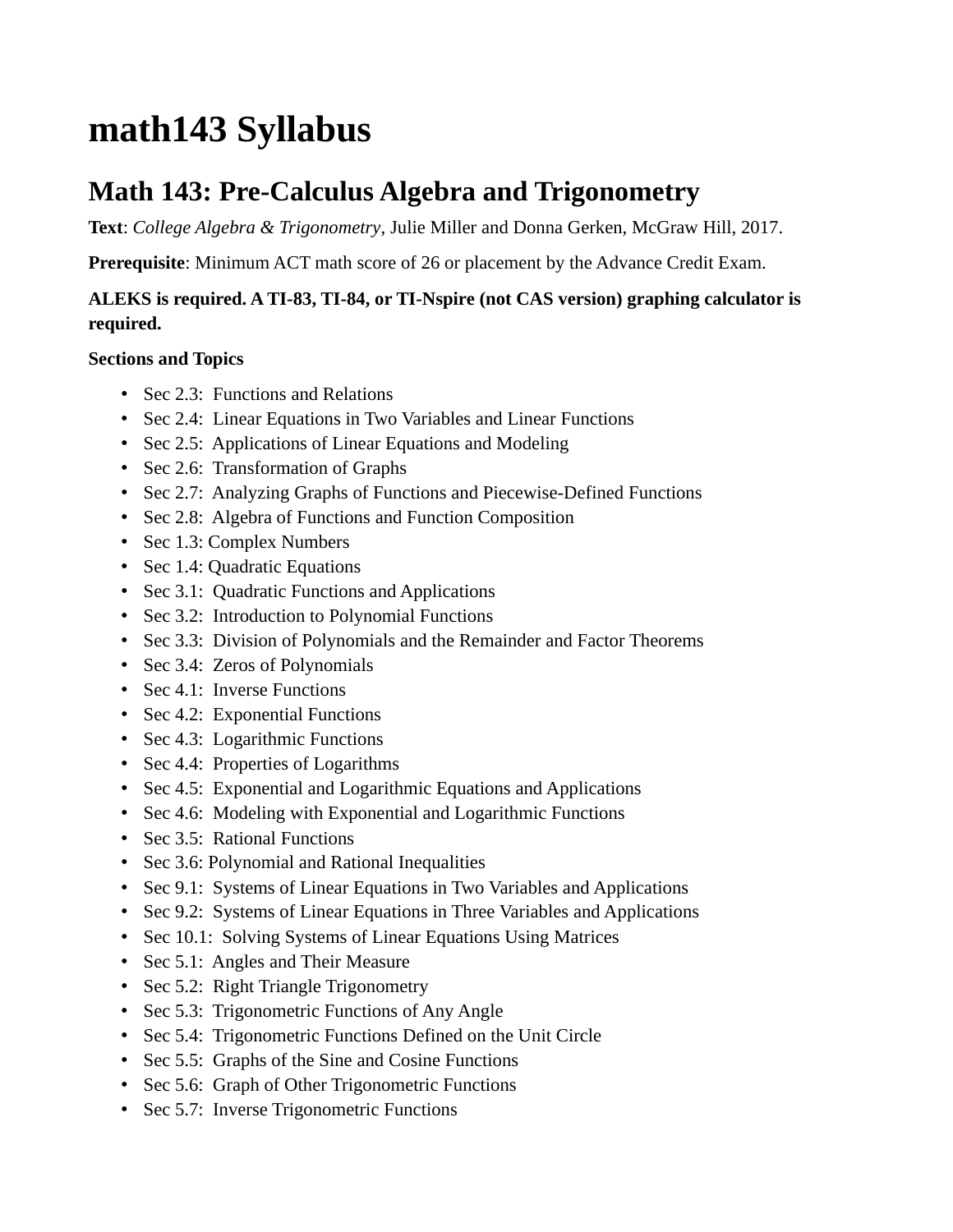# math143 Syllabus

## Math 143: Pre-Calculus Algebra and Trigonometry

**Text**: *College Algebra & Trigonometry*, Julie Miller and Donna Gerken, McGraw Hill, 2017.

**Prerequisite**: Minimum ACT math score of 26 or placement by the Advance Credit Exam.

**ALEKS is required. A TI-83, TI-84, or TI-Nspire (not CAS version) graphing calculator is required.**

**Sections and Topics**

- Sec 2.3: Functions and Relations
- Sec 2.4: Linear Equations in Two Variables and Linear Functions
- Sec 2.5: Applications of Linear Equations and Modeling
- Sec 2.6: Transformation of Graphs
- Sec 2.7: Analyzing Graphs of Functions and Piecewise-Defined Functions
- Sec 2.8: Algebra of Functions and Function Composition
- Sec 1.3: Complex Numbers
- Sec 1.4: Quadratic Equations
- Sec 3.1: Quadratic Functions and Applications
- Sec 3.2: Introduction to Polynomial Functions
- Sec 3.3: Division of Polynomials and the Remainder and Factor Theorems
- Sec 3.4: Zeros of Polynomials
- Sec 4.1: Inverse Functions
- Sec 4.2: Exponential Functions
- Sec 4.3: Logarithmic Functions
- Sec 4.4: Properties of Logarithms
- Sec 4.5: Exponential and Logarithmic Equations and Applications
- Sec 4.6: Modeling with Exponential and Logarithmic Functions
- Sec 3.5: Rational Functions
- Sec 3.6: Polynomial and Rational Inequalities
- Sec 9.1: Systems of Linear Equations in Two Variables and Applications
- Sec 9.2: Systems of Linear Equations in Three Variables and Applications
- Sec 10.1: Solving Systems of Linear Equations Using Matrices
- Sec 5.1: Angles and Their Measure
- Sec 5.2: Right Triangle Trigonometry
- Sec 5.3: Trigonometric Functions of Any Angle
- Sec 5.4: Trigonometric Functions Defined on the Unit Circle
- Sec 5.5: Graphs of the Sine and Cosine Functions
- Sec 5.6: Graph of Other Trigonometric Functions
- Sec 5.7: Inverse Trigonometric Functions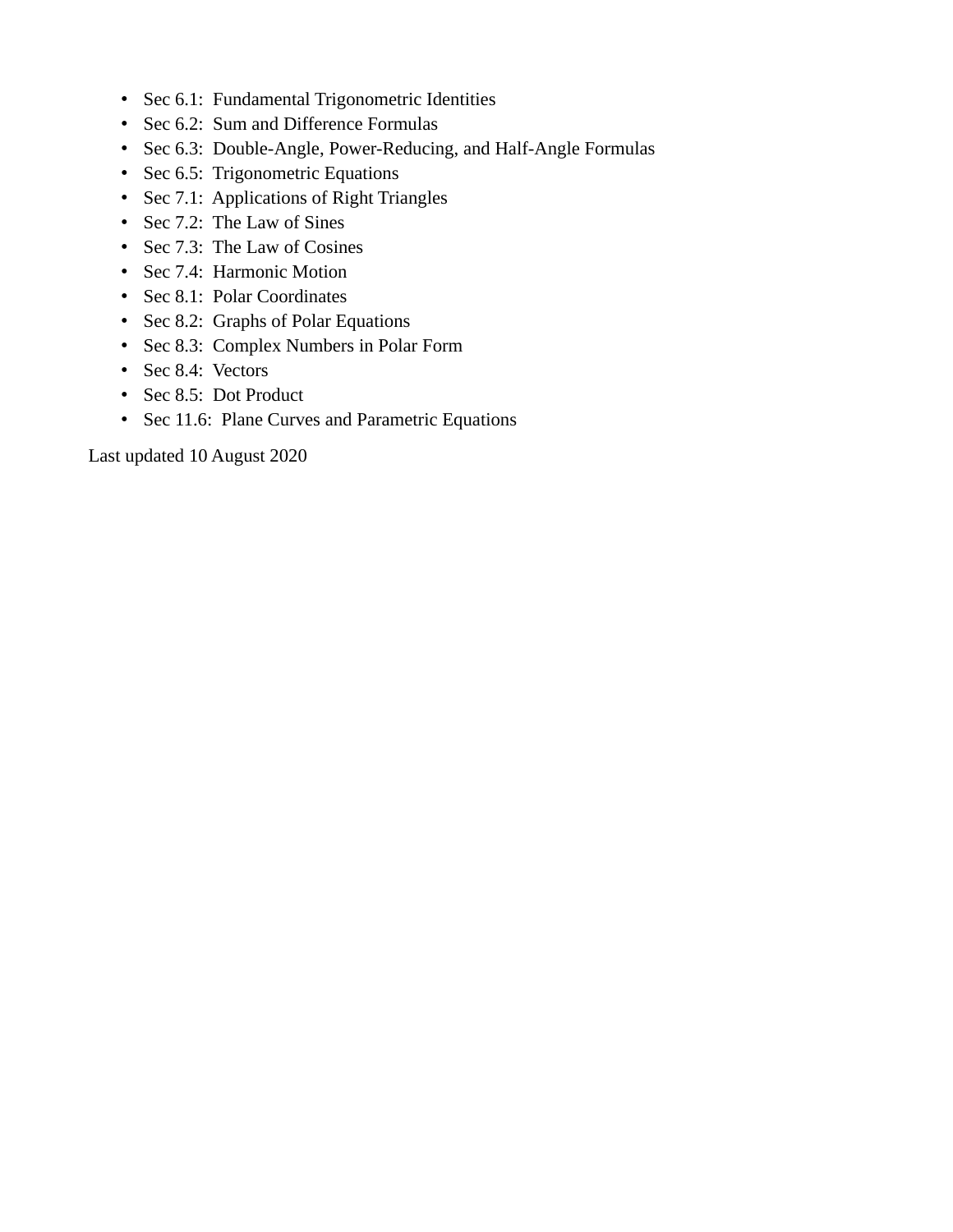- Sec 6.1:  Fundamental Trigonometric Identities
- Sec 6.2:  Sum and Difference Formulas
- Sec 6.3:  Double-Angle, Power-Reducing, and Half-Angle Formulas
- Sec 6.5:  Trigonometric Equations
- Sec 7.1:  Applications of Right Triangles
- Sec 7.2:  The Law of Sines
- Sec 7.3:  The Law of Cosines
- Sec 7.4:  Harmonic Motion
- Sec 8.1:  Polar Coordinates
- Sec 8.2:  Graphs of Polar Equations
- Sec 8.3:  Complex Numbers in Polar Form
- Sec 8.4:  Vectors
- Sec 8.5:  Dot Product
- Sec 11.6:  Plane Curves and Parametric Equations

Last updated 10 August 2020